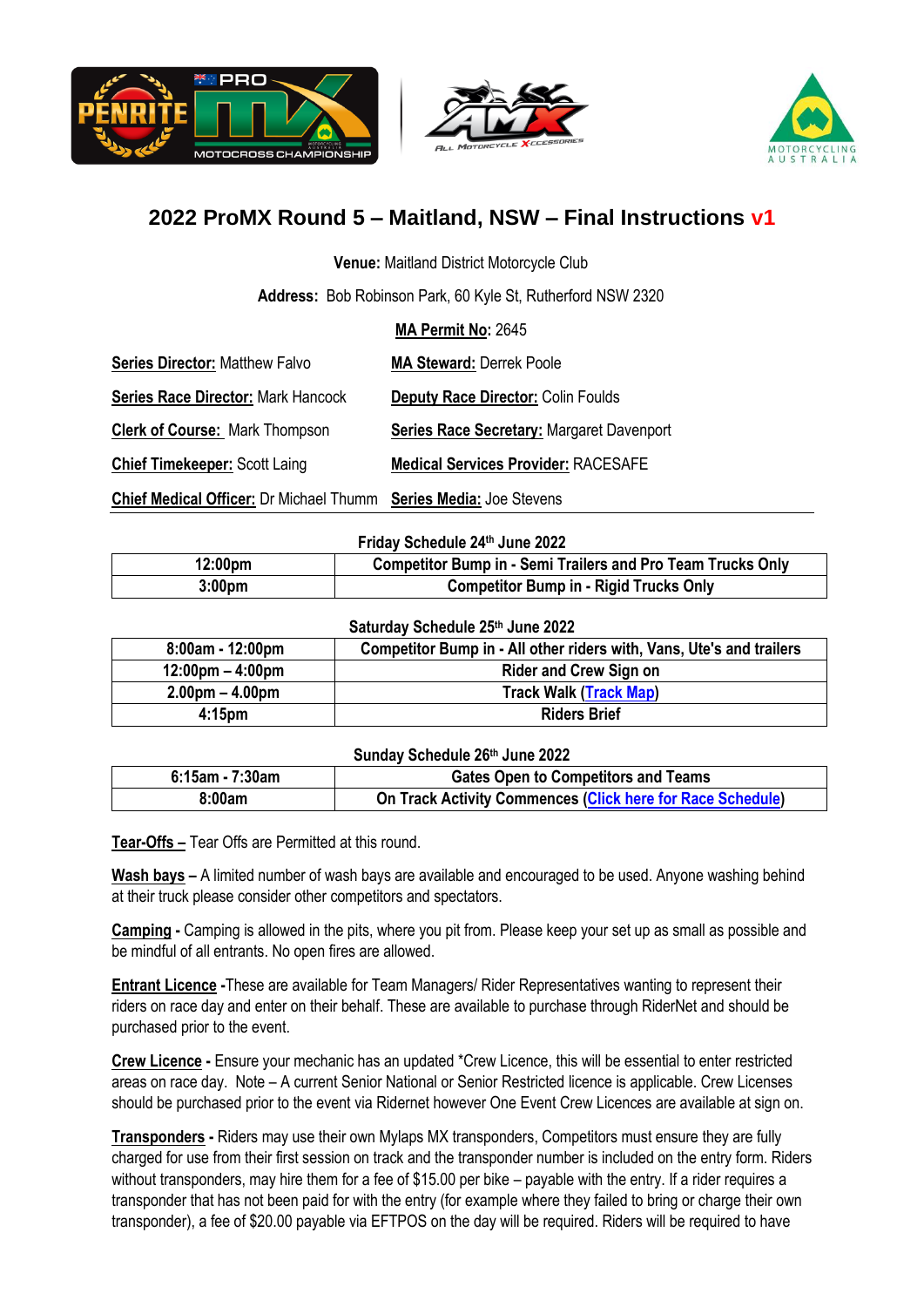# 2022 ProMX Round 5 – Maitland, NSW – Final Instructions v1

**Venue:** Maitland District Motorcycle Club

**Address:** Bob Robinson Park, 60 Kyle St, Rutherford NSW 2320

**MA Permit No:** 2645

**Series Director:** Matthew Falvo

**MA Steward:** Derrek Poole

**Series Race Director:** Mark Hancock

**Deputy Race Director:** Colin Foulds

**Clerk of Course:** Mark Thompson

**Series Race Secretary:** Margaret Davenport

**Chief Timekeeper:** Scott Laing

**Medical Services Provider:** RACESAFE

**Chief Medical Officer:** Dr Michael Thumm

**Series Media:** Joe Stevens

**Friday Schedule 24th June 2022**

| Time | Activity |
|---|---|
| 12:00pm | Competitor Bump in - Semi Trailers and Pro Team Trucks Only |
| 3:00pm | Competitor Bump in - Rigid Trucks Only |

**Saturday Schedule 25th June 2022**

| Time | Activity |
|---|---|
| 8:00am - 12:00pm | Competitor Bump in - All other riders with, Vans, Ute's and trailers |
| 12:00pm – 4:00pm | Rider and Crew Sign on |
| 2.00pm – 4.00pm | Track Walk (Track Map) |
| 4:15pm | Riders Brief |

**Sunday Schedule 26th June 2022**

| Time | Activity |
|---|---|
| 6:15am - 7:30am | Gates Open to Competitors and Teams |
| 8:00am | On Track Activity Commences (Click here for Race Schedule) |

**Tear-Offs –** Tear Offs are Permitted at this round.

**Wash bays –** A limited number of wash bays are available and encouraged to be used. Anyone washing behind at their truck please consider other competitors and spectators.

**Camping -** Camping is allowed in the pits, where you pit from. Please keep your set up as small as possible and be mindful of all entrants. No open fires are allowed.

**Entrant Licence -** These are available for Team Managers/ Rider Representatives wanting to represent their riders on race day and enter on their behalf. These are available to purchase through RiderNet and should be purchased prior to the event.

**Crew Licence -** Ensure your mechanic has an updated *Crew Licence, this will be essential to enter restricted areas on race day. Note – A current Senior National or Senior Restricted licence is applicable. Crew Licenses should be purchased prior to the event via Ridernet however One Event Crew Licences are available at sign on.

**Transponders -** Riders may use their own Mylaps MX transponders, Competitors must ensure they are fully charged for use from their first session on track and the transponder number is included on the entry form. Riders without transponders, may hire them for a fee of $15.00 per bike – payable with the entry. If a rider requires a transponder that has not been paid for with the entry (for example where they failed to bring or charge their own transponder), a fee of $20.00 payable via EFTPOS on the day will be required. Riders will be required to have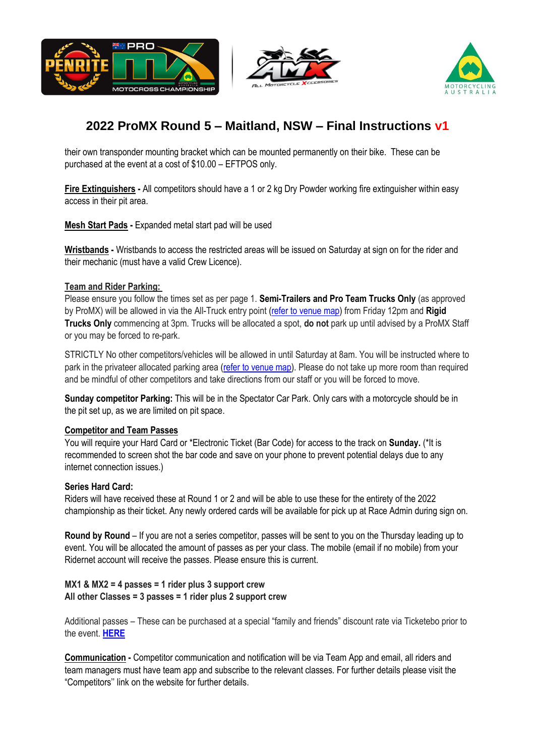their own transponder mounting bracket which can be mounted permanently on their bike. These can be purchased at the event at a cost of $10.00 – EFTPOS only.

**Fire Extinguishers** - All competitors should have a 1 or 2 kg Dry Powder working fire extinguisher within easy access in their pit area.

**Mesh Start Pads** - Expanded metal start pad will be used

**Wristbands** - Wristbands to access the restricted areas will be issued on Saturday at sign on for the rider and their mechanic (must have a valid Crew Licence).

**Team and Rider Parking:**

Please ensure you follow the times set as per page 1. **Semi-Trailers and Pro Team Trucks Only** (as approved by ProMX) will be allowed in via the All-Truck entry point (refer to venue map) from Friday 12pm and **Rigid Trucks Only** commencing at 3pm. Trucks will be allocated a spot, **do not** park up until advised by a ProMX Staff or you may be forced to re-park.

STRICTLY No other competitors/vehicles will be allowed in until Saturday at 8am. You will be instructed where to park in the privateer allocated parking area (refer to venue map). Please do not take up more room than required and be mindful of other competitors and take directions from our staff or you will be forced to move.

**Sunday competitor Parking:** This will be in the Spectator Car Park. Only cars with a motorcycle should be in the pit set up, as we are limited on pit space.

**Competitor and Team Passes**

You will require your Hard Card or *Electronic Ticket (Bar Code) for access to the track on **Sunday.** (*It is recommended to screen shot the bar code and save on your phone to prevent potential delays due to any internet connection issues.)

**Series Hard Card:**

Riders will have received these at Round 1 or 2 and will be able to use these for the entirety of the 2022 championship as their ticket. Any newly ordered cards will be available for pick up at Race Admin during sign on.

**Round by Round** – If you are not a series competitor, passes will be sent to you on the Thursday leading up to event. You will be allocated the amount of passes as per your class. The mobile (email if no mobile) from your Ridernet account will receive the passes. Please ensure this is current.

**MX1 & MX2 = 4 passes = 1 rider plus 3 support crew**
**All other Classes = 3 passes = 1 rider plus 2 support crew**

Additional passes – These can be purchased at a special "family and friends" discount rate via Ticketebo prior to the event. **HERE**

**Communication** - Competitor communication and notification will be via Team App and email, all riders and team managers must have team app and subscribe to the relevant classes. For further details please visit the "Competitors" link on the website for further details.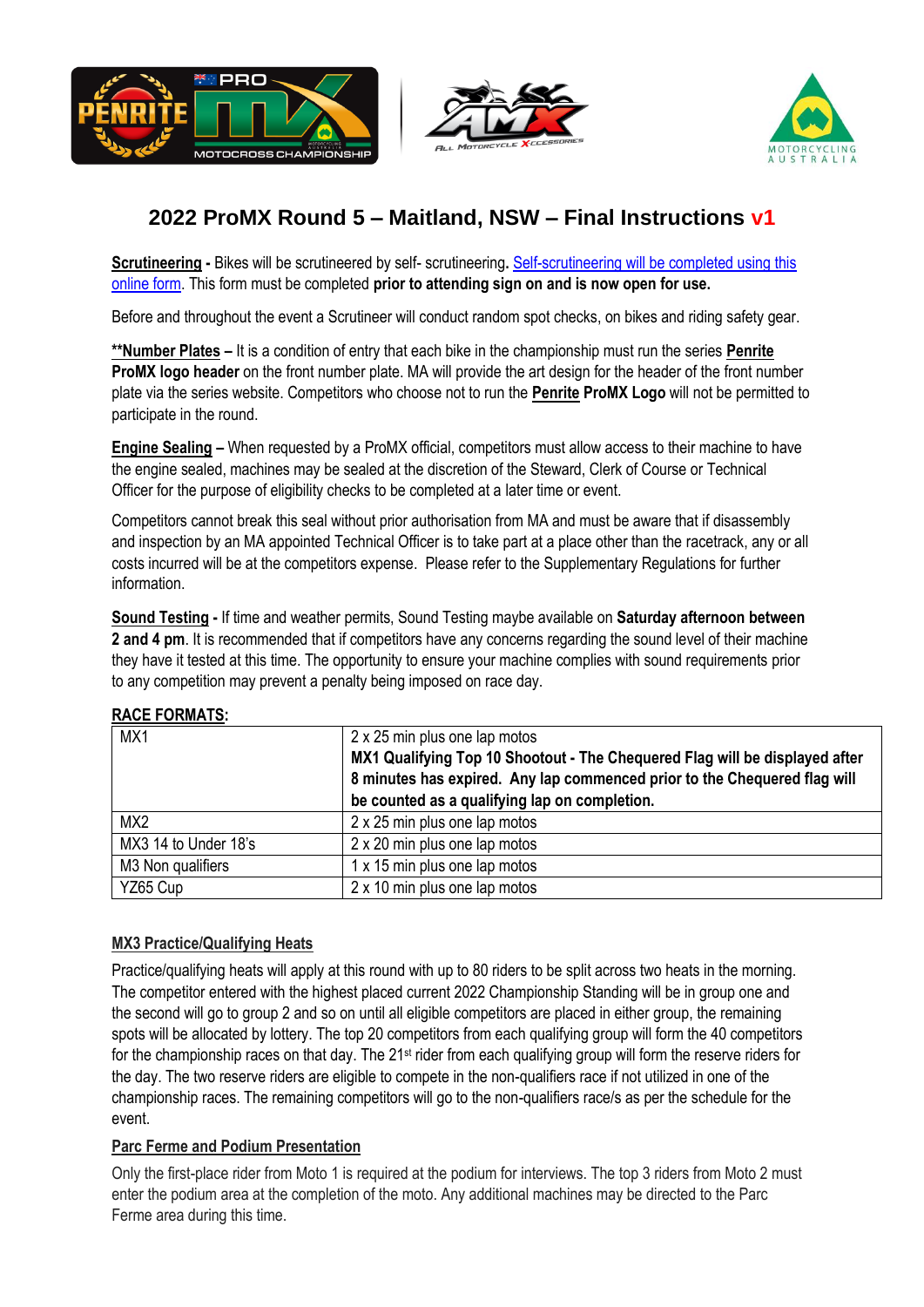# 2022 ProMX Round 5 – Maitland, NSW – Final Instructions v1

**Scrutineering** - Bikes will be scrutineered by self- scrutineering**.** Self-scrutineering will be completed using this online form. This form must be completed **prior to attending sign on and is now open for use.**

Before and throughout the event a Scrutineer will conduct random spot checks, on bikes and riding safety gear.

****Number Plates** – It is a condition of entry that each bike in the championship must run the series **Penrite ProMX logo header** on the front number plate. MA will provide the art design for the header of the front number plate via the series website. Competitors who choose not to run the **Penrite ProMX Logo** will not be permitted to participate in the round.

**Engine Sealing** – When requested by a ProMX official, competitors must allow access to their machine to have the engine sealed, machines may be sealed at the discretion of the Steward, Clerk of Course or Technical Officer for the purpose of eligibility checks to be completed at a later time or event.

Competitors cannot break this seal without prior authorisation from MA and must be aware that if disassembly and inspection by an MA appointed Technical Officer is to take part at a place other than the racetrack, any or all costs incurred will be at the competitors expense. Please refer to the Supplementary Regulations for further information.

**Sound Testing** - If time and weather permits, Sound Testing maybe available on **Saturday afternoon between 2 and 4 pm**. It is recommended that if competitors have any concerns regarding the sound level of their machine they have it tested at this time. The opportunity to ensure your machine complies with sound requirements prior to any competition may prevent a penalty being imposed on race day.

**RACE FORMATS:**

| | |
|---|---|
| MX1 | 2 x 25 min plus one lap motos<br>**MX1 Qualifying Top 10 Shootout - The Chequered Flag will be displayed after 8 minutes has expired. Any lap commenced prior to the Chequered flag will be counted as a qualifying lap on completion.** |
| MX2 | 2 x 25 min plus one lap motos |
| MX3 14 to Under 18's | 2 x 20 min plus one lap motos |
| M3 Non qualifiers | 1 x 15 min plus one lap motos |
| YZ65 Cup | 2 x 10 min plus one lap motos |

**MX3 Practice/Qualifying Heats**

Practice/qualifying heats will apply at this round with up to 80 riders to be split across two heats in the morning. The competitor entered with the highest placed current 2022 Championship Standing will be in group one and the second will go to group 2 and so on until all eligible competitors are placed in either group, the remaining spots will be allocated by lottery. The top 20 competitors from each qualifying group will form the 40 competitors for the championship races on that day. The 21st rider from each qualifying group will form the reserve riders for the day. The two reserve riders are eligible to compete in the non-qualifiers race if not utilized in one of the championship races. The remaining competitors will go to the non-qualifiers race/s as per the schedule for the event.

**Parc Ferme and Podium Presentation**

Only the first-place rider from Moto 1 is required at the podium for interviews. The top 3 riders from Moto 2 must enter the podium area at the completion of the moto. Any additional machines may be directed to the Parc Ferme area during this time.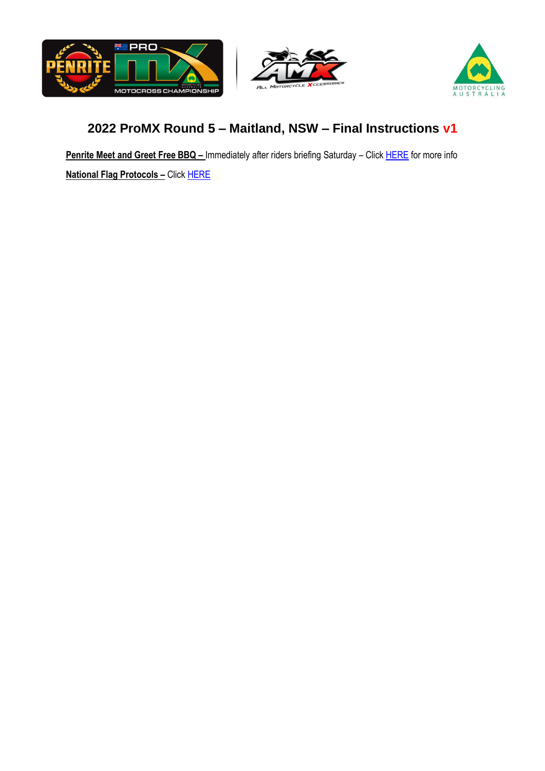## 2022 ProMX Round 5 – Maitland, NSW – Final Instructions v1

**Penrite Meet and Greet Free BBQ –** Immediately after riders briefing Saturday – Click HERE for more info

**National Flag Protocols –** Click HERE